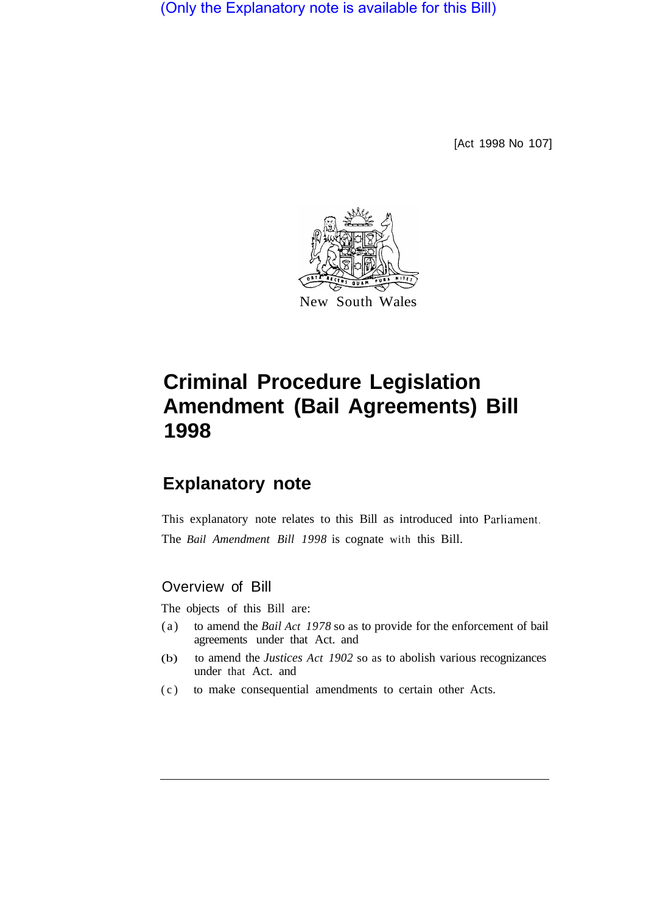(Only the Explanatory note is available for this Bill)

[Act 1998 No 107]

New South Wales

# Criminal Procedure Legislation Amendment (Bail Agreements) Bill 1998

## Explanatory note

This explanatory note relates to this Bill as introduced into Parliament. The *Bail Amendment Bill 1998* is cognate with this Bill.

### Overview of Bill

The objects of this Bill are:

(a) to amend the *Bail Act 1978* so as to provide for the enforcement of bail agreements under that Act. and

(b) to amend the *Justices Act 1902* so as to abolish various recognizances under that Act. and

(c) to make consequential amendments to certain other Acts.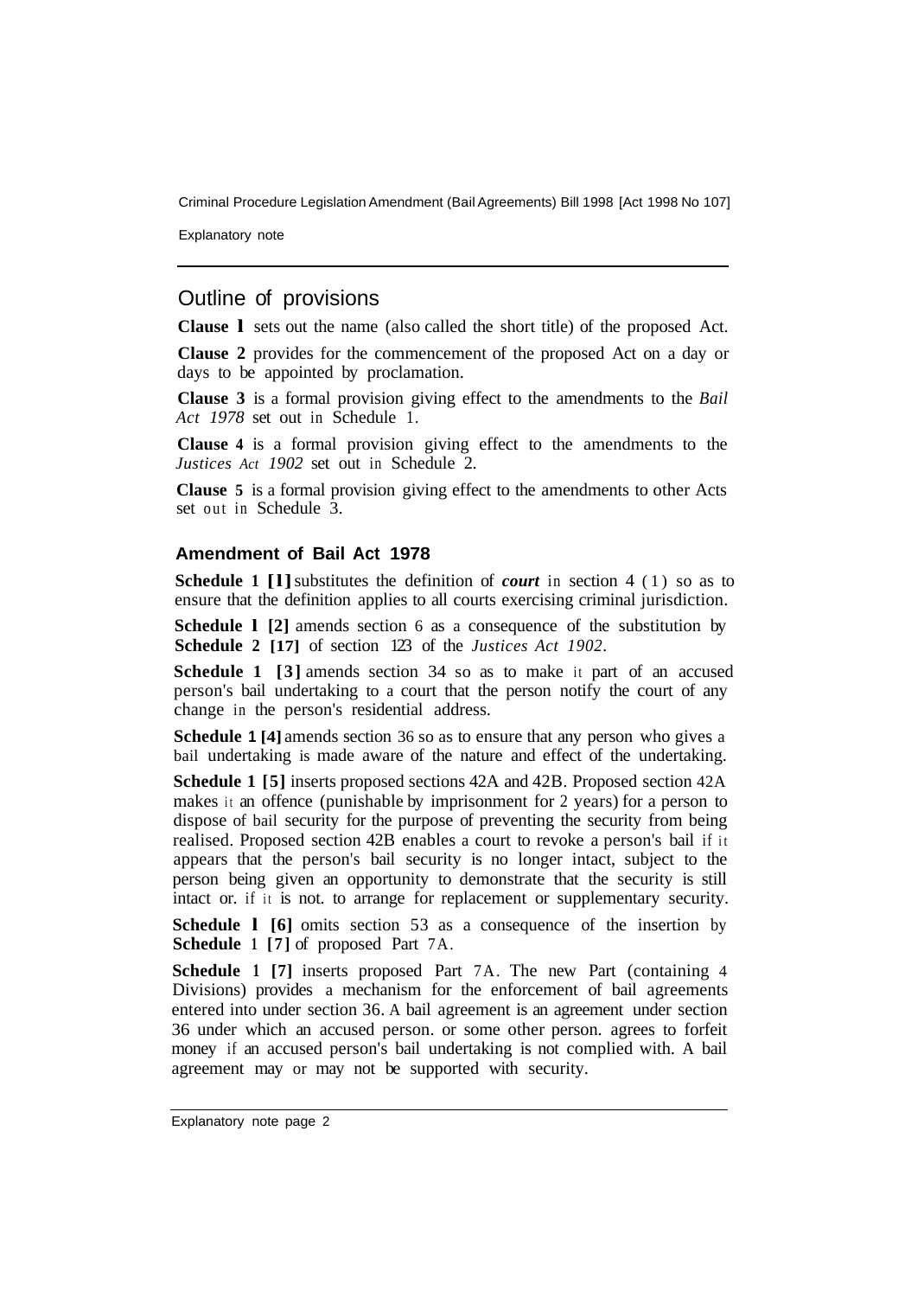## Outline of provisions

**Clause 1** sets out the name (also called the short title) of the proposed Act.

**Clause 2** provides for the commencement of the proposed Act on a day or days to be appointed by proclamation.

**Clause 3** is a formal provision giving effect to the amendments to the *Bail Act 1978* set out in Schedule 1.

**Clause 4** is a formal provision giving effect to the amendments to the *Justices Act 1902* set out in Schedule 2.

**Clause 5** is a formal provision giving effect to the amendments to other Acts set out in Schedule 3.

### Amendment of Bail Act 1978

**Schedule 1 [1]** substitutes the definition of ***court*** in section 4 (1) so as to ensure that the definition applies to all courts exercising criminal jurisdiction.

**Schedule 1 [2]** amends section 6 as a consequence of the substitution by **Schedule 2 [17]** of section 123 of the *Justices Act 1902*.

**Schedule 1 [3]** amends section 34 so as to make it part of an accused person's bail undertaking to a court that the person notify the court of any change in the person's residential address.

**Schedule 1 [4]** amends section 36 so as to ensure that any person who gives a bail undertaking is made aware of the nature and effect of the undertaking.

**Schedule 1 [5]** inserts proposed sections 42A and 42B. Proposed section 42A makes it an offence (punishable by imprisonment for 2 years) for a person to dispose of bail security for the purpose of preventing the security from being realised. Proposed section 42B enables a court to revoke a person's bail if it appears that the person's bail security is no longer intact, subject to the person being given an opportunity to demonstrate that the security is still intact or. if it is not. to arrange for replacement or supplementary security.

**Schedule 1 [6]** omits section 53 as a consequence of the insertion by **Schedule** 1 **[7]** of proposed Part 7A.

**Schedule** 1 **[7]** inserts proposed Part 7A. The new Part (containing 4 Divisions) provides a mechanism for the enforcement of bail agreements entered into under section 36. A bail agreement is an agreement under section 36 under which an accused person. or some other person. agrees to forfeit money if an accused person's bail undertaking is not complied with. A bail agreement may or may not be supported with security.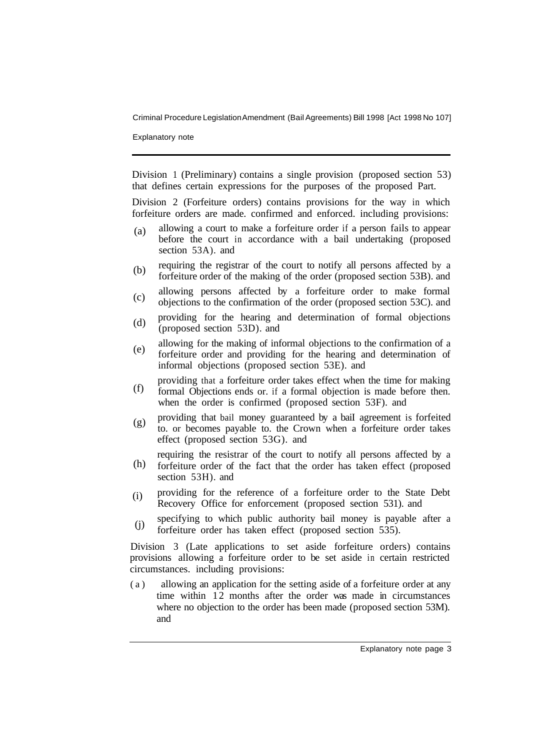Division 1 (Preliminary) contains a single provision (proposed section 53) that defines certain expressions for the purposes of the proposed Part.

Division 2 (Forfeiture orders) contains provisions for the way in which forfeiture orders are made. confirmed and enforced. including provisions:

(a) allowing a court to make a forfeiture order if a person fails to appear before the court in accordance with a bail undertaking (proposed section 53A). and

(b) requiring the registrar of the court to notify all persons affected by a forfeiture order of the making of the order (proposed section 53B). and

(c) allowing persons affected by a forfeiture order to make formal objections to the confirmation of the order (proposed section 53C). and

(d) providing for the hearing and determination of formal objections (proposed section 53D). and

(e) allowing for the making of informal objections to the confirmation of a forfeiture order and providing for the hearing and determination of informal objections (proposed section 53E). and

(f) providing that a forfeiture order takes effect when the time for making formal Objections ends or. if a formal objection is made before then. when the order is confirmed (proposed section 53F). and

(g) providing that bail money guaranteed by a bail agreement is forfeited to. or becomes payable to. the Crown when a forfeiture order takes effect (proposed section 53G). and

(h) requiring the resistrar of the court to notify all persons affected by a forfeiture order of the fact that the order has taken effect (proposed section 53H). and

(i) providing for the reference of a forfeiture order to the State Debt Recovery Office for enforcement (proposed section 531). and

(j) specifying to which public authority bail money is payable after a forfeiture order has taken effect (proposed section 535).

Division 3 (Late applications to set aside forfeiture orders) contains provisions allowing a forfeiture order to be set aside in certain restricted circumstances. including provisions:

(a) allowing an application for the setting aside of a forfeiture order at any time within 12 months after the order was made in circumstances where no objection to the order has been made (proposed section 53M). and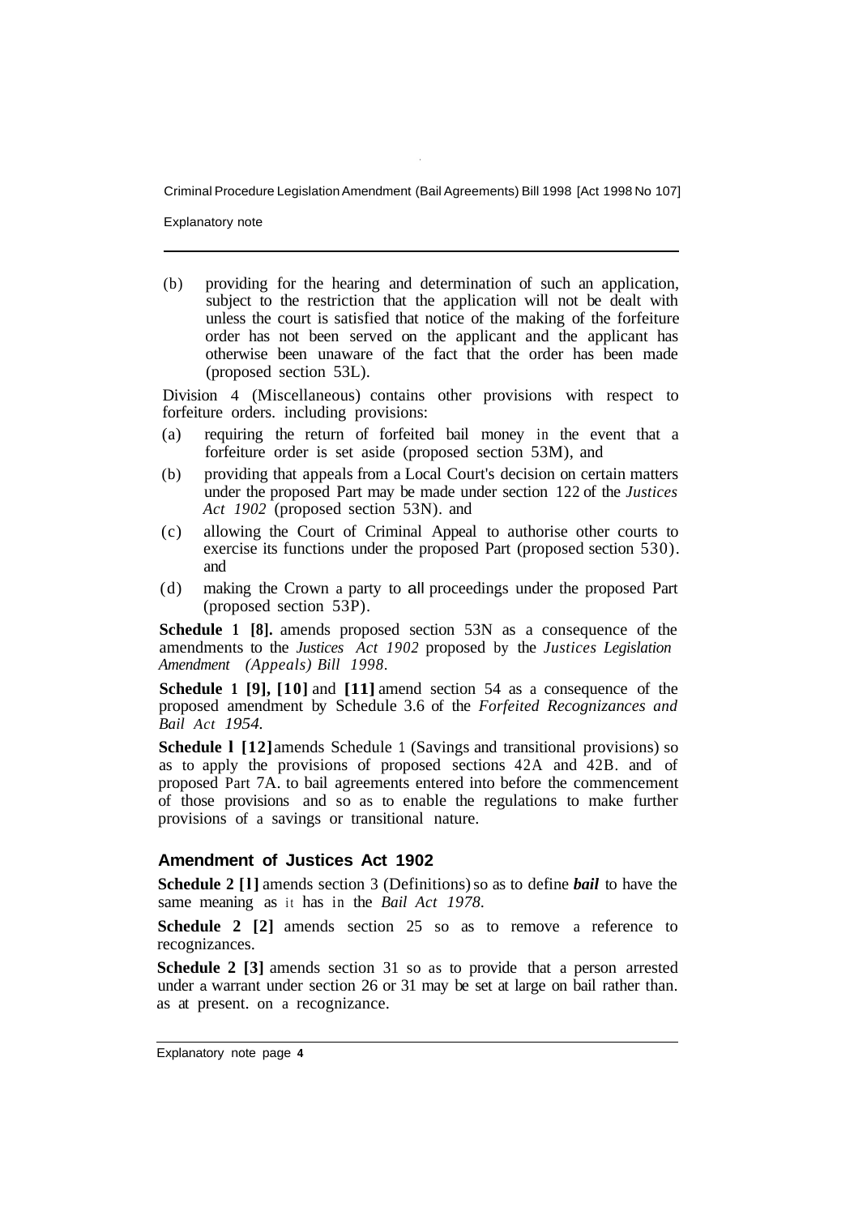(b) providing for the hearing and determination of such an application, subject to the restriction that the application will not be dealt with unless the court is satisfied that notice of the making of the forfeiture order has not been served on the applicant and the applicant has otherwise been unaware of the fact that the order has been made (proposed section 53L).

Division 4 (Miscellaneous) contains other provisions with respect to forfeiture orders. including provisions:

(a) requiring the return of forfeited bail money in the event that a forfeiture order is set aside (proposed section 53M), and

(b) providing that appeals from a Local Court's decision on certain matters under the proposed Part may be made under section 122 of the *Justices Act 1902* (proposed section 53N). and

(c) allowing the Court of Criminal Appeal to authorise other courts to exercise its functions under the proposed Part (proposed section 530). and

(d) making the Crown a party to all proceedings under the proposed Part (proposed section 53P).

**Schedule 1 [8].** amends proposed section 53N as a consequence of the amendments to the *Justices Act 1902* proposed by the *Justices Legislation Amendment (Appeals) Bill 1998*.

**Schedule 1 [9], [10]** and **[11]** amend section 54 as a consequence of the proposed amendment by Schedule 3.6 of the *Forfeited Recognizances and Bail Act 1954.*

**Schedule l [12]** amends Schedule 1 (Savings and transitional provisions) so as to apply the provisions of proposed sections 42A and 42B. and of proposed Part 7A. to bail agreements entered into before the commencement of those provisions and so as to enable the regulations to make further provisions of a savings or transitional nature.

### Amendment of Justices Act 1902

**Schedule 2 [l]** amends section 3 (Definitions) so as to define ***bail*** to have the same meaning as it has in the *Bail Act 1978.*

**Schedule 2 [2]** amends section 25 so as to remove a reference to recognizances.

**Schedule 2 [3]** amends section 31 so as to provide that a person arrested under a warrant under section 26 or 31 may be set at large on bail rather than. as at present. on a recognizance.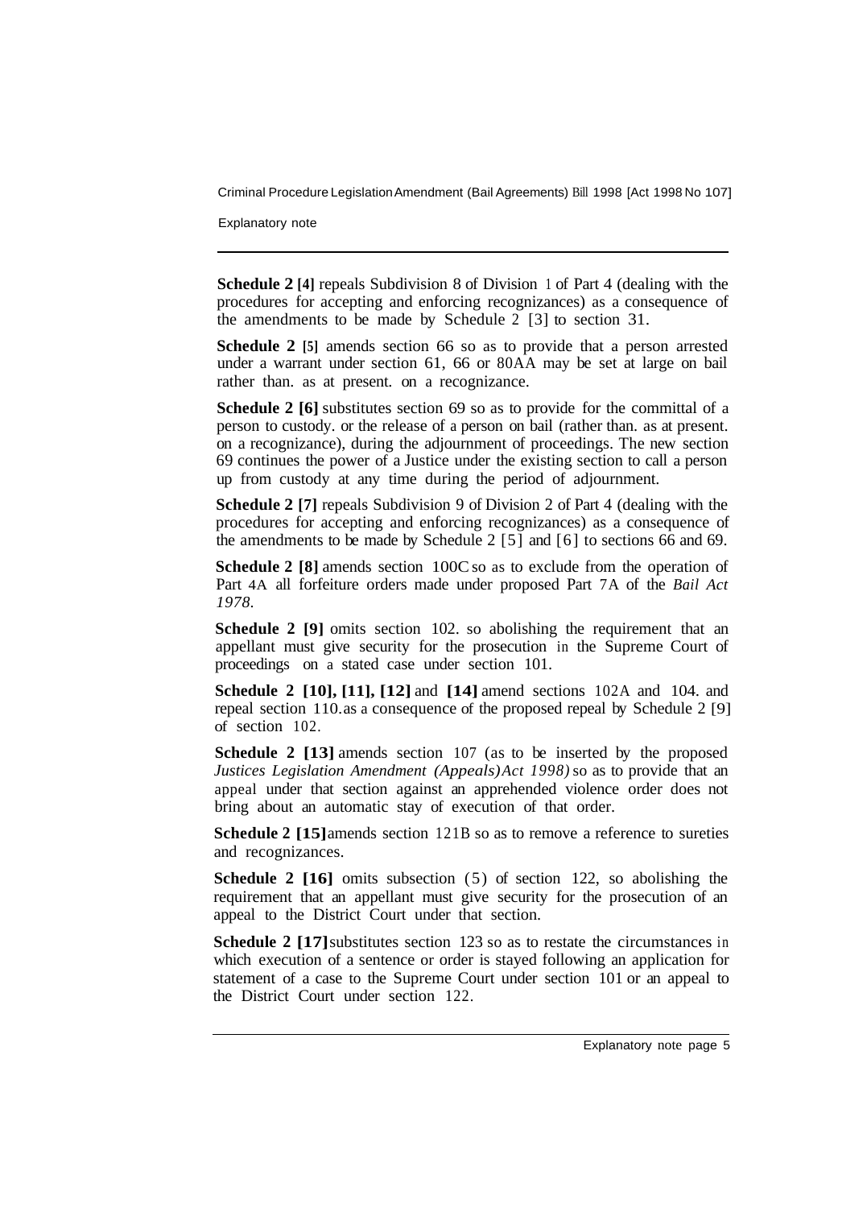**Schedule 2 [4]** repeals Subdivision 8 of Division 1 of Part 4 (dealing with the procedures for accepting and enforcing recognizances) as a consequence of the amendments to be made by Schedule 2 [3] to section 31.

**Schedule 2 [5]** amends section 66 so as to provide that a person arrested under a warrant under section 61, 66 or 80AA may be set at large on bail rather than. as at present. on a recognizance.

**Schedule 2 [6]** substitutes section 69 so as to provide for the committal of a person to custody. or the release of a person on bail (rather than. as at present. on a recognizance), during the adjournment of proceedings. The new section 69 continues the power of a Justice under the existing section to call a person up from custody at any time during the period of adjournment.

**Schedule 2 [7]** repeals Subdivision 9 of Division 2 of Part 4 (dealing with the procedures for accepting and enforcing recognizances) as a consequence of the amendments to be made by Schedule 2 [5] and [6] to sections 66 and 69.

**Schedule 2 [8]** amends section 100C so as to exclude from the operation of Part 4A all forfeiture orders made under proposed Part 7A of the *Bail Act 1978*.

**Schedule 2 [9]** omits section 102. so abolishing the requirement that an appellant must give security for the prosecution in the Supreme Court of proceedings on a stated case under section 101.

**Schedule 2 [10], [11], [12]** and **[14]** amend sections 102A and 104. and repeal section 110. as a consequence of the proposed repeal by Schedule 2 [9] of section 102.

**Schedule 2 [13]** amends section 107 (as to be inserted by the proposed *Justices Legislation Amendment (Appeals) Act 1998)* so as to provide that an appeal under that section against an apprehended violence order does not bring about an automatic stay of execution of that order.

**Schedule 2 [15]** amends section 121B so as to remove a reference to sureties and recognizances.

**Schedule 2 [16]** omits subsection (5) of section 122, so abolishing the requirement that an appellant must give security for the prosecution of an appeal to the District Court under that section.

**Schedule 2 [17]** substitutes section 123 so as to restate the circumstances in which execution of a sentence or order is stayed following an application for statement of a case to the Supreme Court under section 101 or an appeal to the District Court under section 122.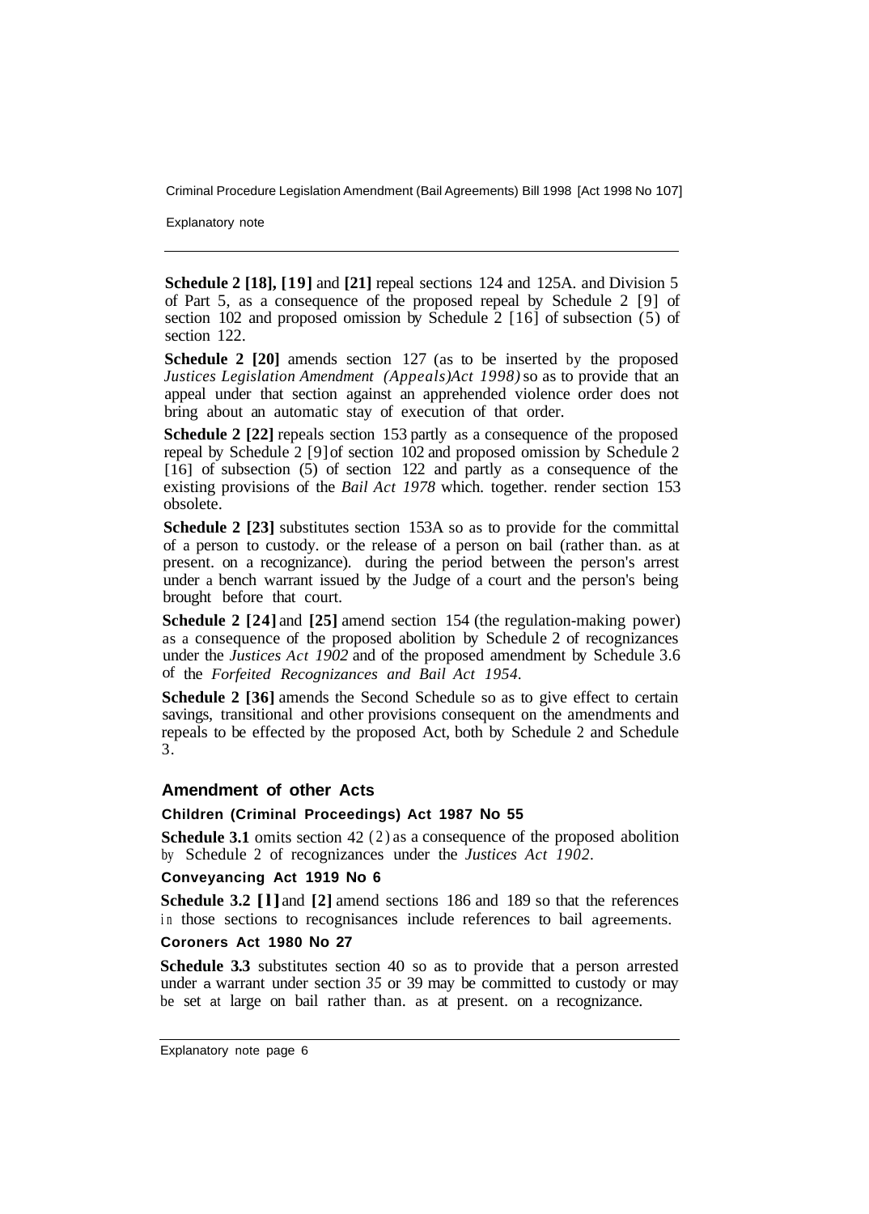**Schedule 2 [18], [19]** and **[21]** repeal sections 124 and 125A. and Division 5 of Part 5, as a consequence of the proposed repeal by Schedule 2 [9] of section 102 and proposed omission by Schedule 2 [16] of subsection (5) of section 122.

**Schedule 2 [20]** amends section 127 (as to be inserted by the proposed *Justices Legislation Amendment (Appeals)Act 1998)* so as to provide that an appeal under that section against an apprehended violence order does not bring about an automatic stay of execution of that order.

**Schedule 2 [22]** repeals section 153 partly as a consequence of the proposed repeal by Schedule 2 [9] of section 102 and proposed omission by Schedule 2 [16] of subsection (5) of section 122 and partly as a consequence of the existing provisions of the *Bail Act 1978* which. together. render section 153 obsolete.

**Schedule 2 [23]** substitutes section 153A so as to provide for the committal of a person to custody. or the release of a person on bail (rather than. as at present. on a recognizance). during the period between the person's arrest under a bench warrant issued by the Judge of a court and the person's being brought before that court.

**Schedule 2 [24]** and **[25]** amend section 154 (the regulation-making power) as a consequence of the proposed abolition by Schedule 2 of recognizances under the *Justices Act 1902* and of the proposed amendment by Schedule 3.6 of the *Forfeited Recognizances and Bail Act 1954*.

**Schedule 2 [36]** amends the Second Schedule so as to give effect to certain savings, transitional and other provisions consequent on the amendments and repeals to be effected by the proposed Act, both by Schedule 2 and Schedule 3.

## Amendment of other Acts

### Children (Criminal Proceedings) Act 1987 No 55

**Schedule 3.1** omits section 42 (2) as a consequence of the proposed abolition by Schedule 2 of recognizances under the *Justices Act 1902*.

### Conveyancing Act 1919 No 6

**Schedule 3.2 [1]** and **[2]** amend sections 186 and 189 so that the references in those sections to recognisances include references to bail agreements.

### Coroners Act 1980 No 27

**Schedule 3.3** substitutes section 40 so as to provide that a person arrested under a warrant under section *35* or 39 may be committed to custody or may be set at large on bail rather than. as at present. on a recognizance.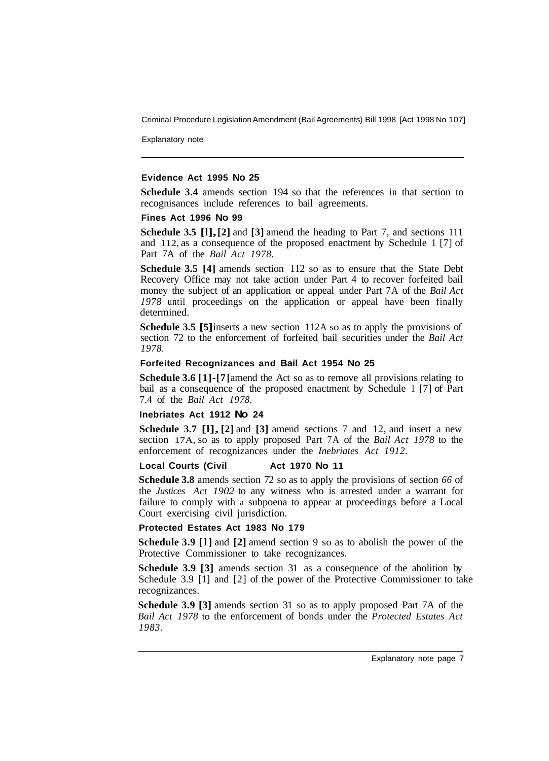### Evidence Act 1995 No 25

**Schedule 3.4** amends section 194 so that the references in that section to recognisances include references to bail agreements.

### Fines Act 1996 No 99

**Schedule 3.5 [l], [2]** and **[3]** amend the heading to Part 7, and sections 111 and 112, as a consequence of the proposed enactment by Schedule 1 [7] of Part 7A of the *Bail Act 1978*.

**Schedule 3.5 [4]** amends section 112 so as to ensure that the State Debt Recovery Office may not take action under Part 4 to recover forfeited bail money the subject of an application or appeal under Part 7A of the *Bail Act 1978* until proceedings on the application or appeal have been finally determined.

**Schedule 3.5 [5]** inserts a new section 112A so as to apply the provisions of section 72 to the enforcement of forfeited bail securities under the *Bail Act 1978*.

### Forfeited Recognizances and Bail Act 1954 No 25

**Schedule 3.6 [1]-[7]** amend the Act so as to remove all provisions relating to bail as a consequence of the proposed enactment by Schedule 1 [7] of Part 7.4 of the *Bail Act 1978*.

### Inebriates Act 1912 No 24

**Schedule 3.7 [l], [2]** and **[3]** amend sections 7 and 12, and insert a new section 17A, so as to apply proposed Part 7A of the *Bail Act 1978* to the enforcement of recognizances under the *Inebriates Act 1912*.

### Local Courts (Civil Act 1970 No 11

**Schedule 3.8** amends section 72 so as to apply the provisions of section *66* of the *Justices Act 1902* to any witness who is arrested under a warrant for failure to comply with a subpoena to appear at proceedings before a Local Court exercising civil jurisdiction.

### Protected Estates Act 1983 No 179

**Schedule 3.9 [1]** and **[2]** amend section 9 so as to abolish the power of the Protective Commissioner to take recognizances.

**Schedule 3.9 [3]** amends section 31 as a consequence of the abolition by Schedule 3.9 [1] and [2] of the power of the Protective Commissioner to take recognizances.

**Schedule 3.9 [3]** amends section 31 so as to apply proposed Part 7A of the *Bail Act 1978* to the enforcement of bonds under the *Protected Estates Act 1983*.